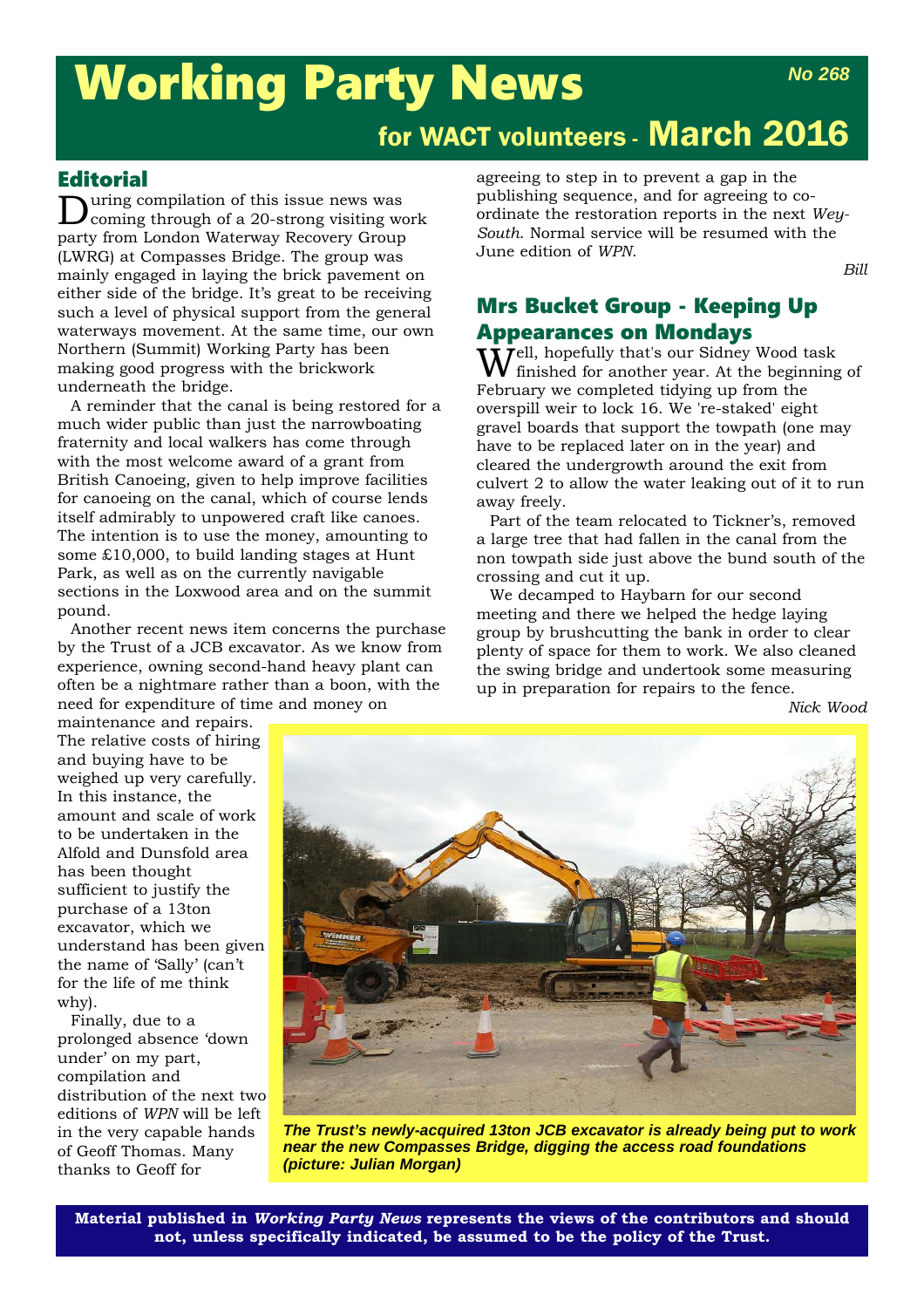# Working Party News

**No 268**

## for WACT volunteers - March 2016

## Editorial

During compilation of this issue news was coming through of a 20-strong visiting work party from London Waterway Recovery Group (LWRG) at Compasses Bridge. The group was mainly engaged in laying the brick pavement on either side of the bridge. It's great to be receiving such a level of physical support from the general waterways movement. At the same time, our own Northern (Summit) Working Party has been making good progress with the brickwork underneath the bridge.

A reminder that the canal is being restored for a much wider public than just the narrowboating fraternity and local walkers has come through with the most welcome award of a grant from British Canoeing, given to help improve facilities for canoeing on the canal, which of course lends itself admirably to unpowered craft like canoes. The intention is to use the money, amounting to some £10,000, to build landing stages at Hunt Park, as well as on the currently navigable sections in the Loxwood area and on the summit pound.

Another recent news item concerns the purchase by the Trust of a JCB excavator. As we know from experience, owning second-hand heavy plant can often be a nightmare rather than a boon, with the need for expenditure of time and money on maintenance and repairs. The relative costs of hiring and buying have to be weighed up very carefully. In this instance, the amount and scale of work to be undertaken in the Alfold and Dunsfold area has been thought sufficient to justify the purchase of a 13ton excavator, which we understand has been given the name of 'Sally' (can't for the life of me think why).

Finally, due to a prolonged absence 'down under' on my part, compilation and distribution of the next two editions of *WPN* will be left in the very capable hands of Geoff Thomas. Many thanks to Geoff for agreeing to step in to prevent a gap in the publishing sequence, and for agreeing to co-ordinate the restoration reports in the next *Wey-South*. Normal service will be resumed with the June edition of *WPN*.

*Bill*

## Mrs Bucket Group - Keeping Up Appearances on Mondays

Well, hopefully that's our Sidney Wood task finished for another year. At the beginning of February we completed tidying up from the overspill weir to lock 16. We 're-staked' eight gravel boards that support the towpath (one may have to be replaced later on in the year) and cleared the undergrowth around the exit from culvert 2 to allow the water leaking out of it to run away freely.

Part of the team relocated to Tickner's, removed a large tree that had fallen in the canal from the non towpath side just above the bund south of the crossing and cut it up.

We decamped to Haybarn for our second meeting and there we helped the hedge laying group by brushcutting the bank in order to clear plenty of space for them to work. We also cleaned the swing bridge and undertook some measuring up in preparation for repairs to the fence.

*Nick Wood*

***The Trust's newly-acquired 13ton JCB excavator is already being put to work near the new Compasses Bridge, digging the access road foundations (picture: Julian Morgan)***

**Material published in *Working Party News* represents the views of the contributors and should not, unless specifically indicated, be assumed to be the policy of the Trust.**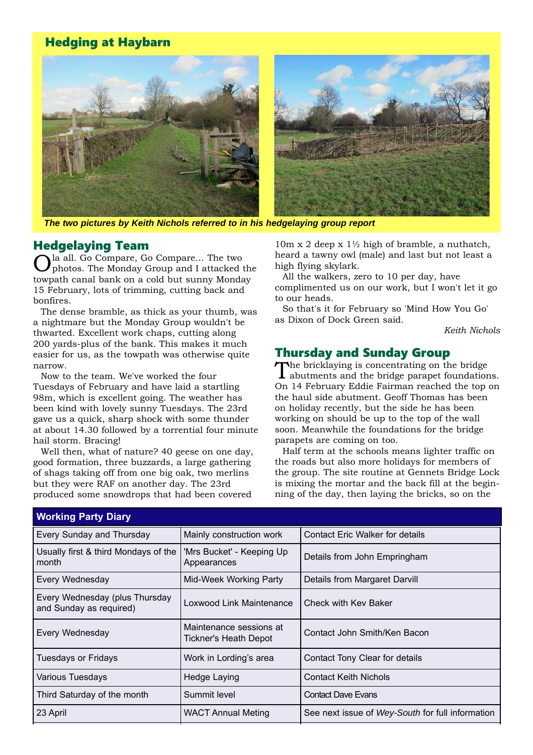## Hedging at Haybarn

*The two pictures by Keith Nichols referred to in his hedgelaying group report*

## Hedgelaying Team

Ola all. Go Compare, Go Compare... The two photos. The Monday Group and I attacked the towpath canal bank on a cold but sunny Monday 15 February, lots of trimming, cutting back and bonfires.

The dense bramble, as thick as your thumb, was a nightmare but the Monday Group wouldn't be thwarted. Excellent work chaps, cutting along 200 yards-plus of the bank. This makes it much easier for us, as the towpath was otherwise quite narrow.

Now to the team. We've worked the four Tuesdays of February and have laid a startling 98m, which is excellent going. The weather has been kind with lovely sunny Tuesdays. The 23rd gave us a quick, sharp shock with some thunder at about 14.30 followed by a torrential four minute hail storm. Bracing!

Well then, what of nature? 40 geese on one day, good formation, three buzzards, a large gathering of shags taking off from one big oak, two merlins but they were RAF on another day. The 23rd produced some snowdrops that had been covered 10m x 2 deep x 1½ high of bramble, a nuthatch, heard a tawny owl (male) and last but not least a high flying skylark.

All the walkers, zero to 10 per day, have complimented us on our work, but I won't let it go to our heads.

So that's it for February so 'Mind How You Go' as Dixon of Dock Green said.

*Keith Nichols*

## Thursday and Sunday Group

The bricklaying is concentrating on the bridge abutments and the bridge parapet foundations. On 14 February Eddie Fairman reached the top on the haul side abutment. Geoff Thomas has been on holiday recently, but the side he has been working on should be up to the top of the wall soon. Meanwhile the foundations for the bridge parapets are coming on too.

Half term at the schools means lighter traffic on the roads but also more holidays for members of the group. The site routine at Gennets Bridge Lock is mixing the mortar and the back fill at the beginning of the day, then laying the bricks, so on the

| Working Party Diary | | |
|---|---|---|
| Every Sunday and Thursday | Mainly construction work | Contact Eric Walker for details |
| Usually first & third Mondays of the month | 'Mrs Bucket' - Keeping Up Appearances | Details from John Empringham |
| Every Wednesday | Mid-Week Working Party | Details from Margaret Darvill |
| Every Wednesday (plus Thursday and Sunday as required) | Loxwood Link Maintenance | Check with Kev Baker |
| Every Wednesday | Maintenance sessions at Tickner's Heath Depot | Contact John Smith/Ken Bacon |
| Tuesdays or Fridays | Work in Lording's area | Contact Tony Clear for details |
| Various Tuesdays | Hedge Laying | Contact Keith Nichols |
| Third Saturday of the month | Summit level | Contact Dave Evans |
| 23 April | WACT Annual Meting | See next issue of *Wey-South* for full information |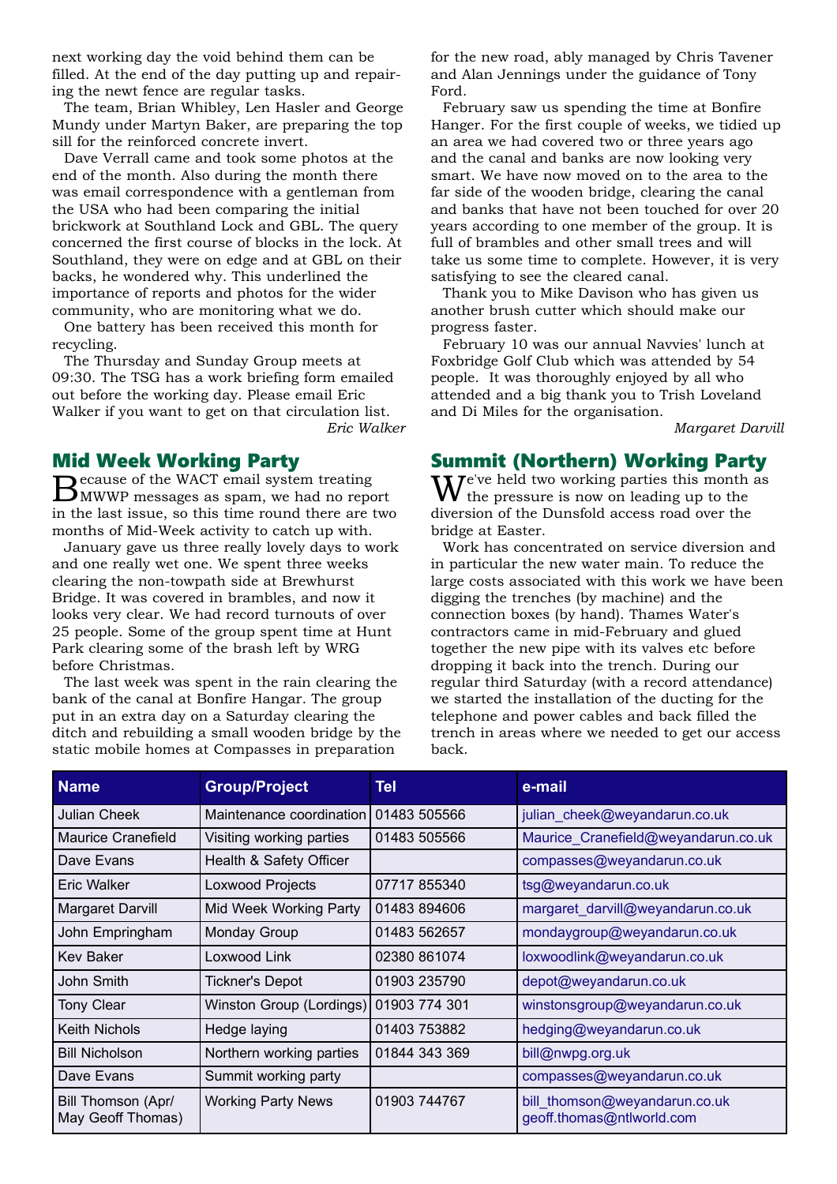next working day the void behind them can be filled. At the end of the day putting up and repairing the newt fence are regular tasks.

The team, Brian Whibley, Len Hasler and George Mundy under Martyn Baker, are preparing the top sill for the reinforced concrete invert.

Dave Verrall came and took some photos at the end of the month. Also during the month there was email correspondence with a gentleman from the USA who had been comparing the initial brickwork at Southland Lock and GBL. The query concerned the first course of blocks in the lock. At Southland, they were on edge and at GBL on their backs, he wondered why. This underlined the importance of reports and photos for the wider community, who are monitoring what we do.

One battery has been received this month for recycling.

The Thursday and Sunday Group meets at 09:30. The TSG has a work briefing form emailed out before the working day. Please email Eric Walker if you want to get on that circulation list.

*Eric Walker*

## Mid Week Working Party

Because of the WACT email system treating MWWP messages as spam, we had no report in the last issue, so this time round there are two months of Mid-Week activity to catch up with.

January gave us three really lovely days to work and one really wet one. We spent three weeks clearing the non-towpath side at Brewhurst Bridge. It was covered in brambles, and now it looks very clear. We had record turnouts of over 25 people. Some of the group spent time at Hunt Park clearing some of the brash left by WRG before Christmas.

The last week was spent in the rain clearing the bank of the canal at Bonfire Hangar. The group put in an extra day on a Saturday clearing the ditch and rebuilding a small wooden bridge by the static mobile homes at Compasses in preparation for the new road, ably managed by Chris Tavener and Alan Jennings under the guidance of Tony Ford.

February saw us spending the time at Bonfire Hanger. For the first couple of weeks, we tidied up an area we had covered two or three years ago and the canal and banks are now looking very smart. We have now moved on to the area to the far side of the wooden bridge, clearing the canal and banks that have not been touched for over 20 years according to one member of the group. It is full of brambles and other small trees and will take us some time to complete. However, it is very satisfying to see the cleared canal.

Thank you to Mike Davison who has given us another brush cutter which should make our progress faster.

February 10 was our annual Navvies' lunch at Foxbridge Golf Club which was attended by 54 people. It was thoroughly enjoyed by all who attended and a big thank you to Trish Loveland and Di Miles for the organisation.

*Margaret Darvill*

## Summit (Northern) Working Party

We've held two working parties this month as the pressure is now on leading up to the diversion of the Dunsfold access road over the bridge at Easter.

Work has concentrated on service diversion and in particular the new water main. To reduce the large costs associated with this work we have been digging the trenches (by machine) and the connection boxes (by hand). Thames Water's contractors came in mid-February and glued together the new pipe with its valves etc before dropping it back into the trench. During our regular third Saturday (with a record attendance) we started the installation of the ducting for the telephone and power cables and back filled the trench in areas where we needed to get our access back.

| Name | Group/Project | Tel | e-mail |
|---|---|---|---|
| Julian Cheek | Maintenance coordination | 01483 505566 | julian_cheek@weyandarun.co.uk |
| Maurice Cranefield | Visiting working parties | 01483 505566 | Maurice_Cranefield@weyandarun.co.uk |
| Dave Evans | Health & Safety Officer | | compasses@weyandarun.co.uk |
| Eric Walker | Loxwood Projects | 07717 855340 | tsg@weyandarun.co.uk |
| Margaret Darvill | Mid Week Working Party | 01483 894606 | margaret_darvill@weyandarun.co.uk |
| John Empringham | Monday Group | 01483 562657 | mondaygroup@weyandarun.co.uk |
| Kev Baker | Loxwood Link | 02380 861074 | loxwoodlink@weyandarun.co.uk |
| John Smith | Tickner's Depot | 01903 235790 | depot@weyandarun.co.uk |
| Tony Clear | Winston Group (Lordings) | 01903 774 301 | winstonsgroup@weyandarun.co.uk |
| Keith Nichols | Hedge laying | 01403 753882 | hedging@weyandarun.co.uk |
| Bill Nicholson | Northern working parties | 01844 343 369 | bill@nwpg.org.uk |
| Dave Evans | Summit working party | | compasses@weyandarun.co.uk |
| Bill Thomson (Apr/ May Geoff Thomas) | Working Party News | 01903 744767 | bill_thomson@weyandarun.co.uk geoff.thomas@ntlworld.com |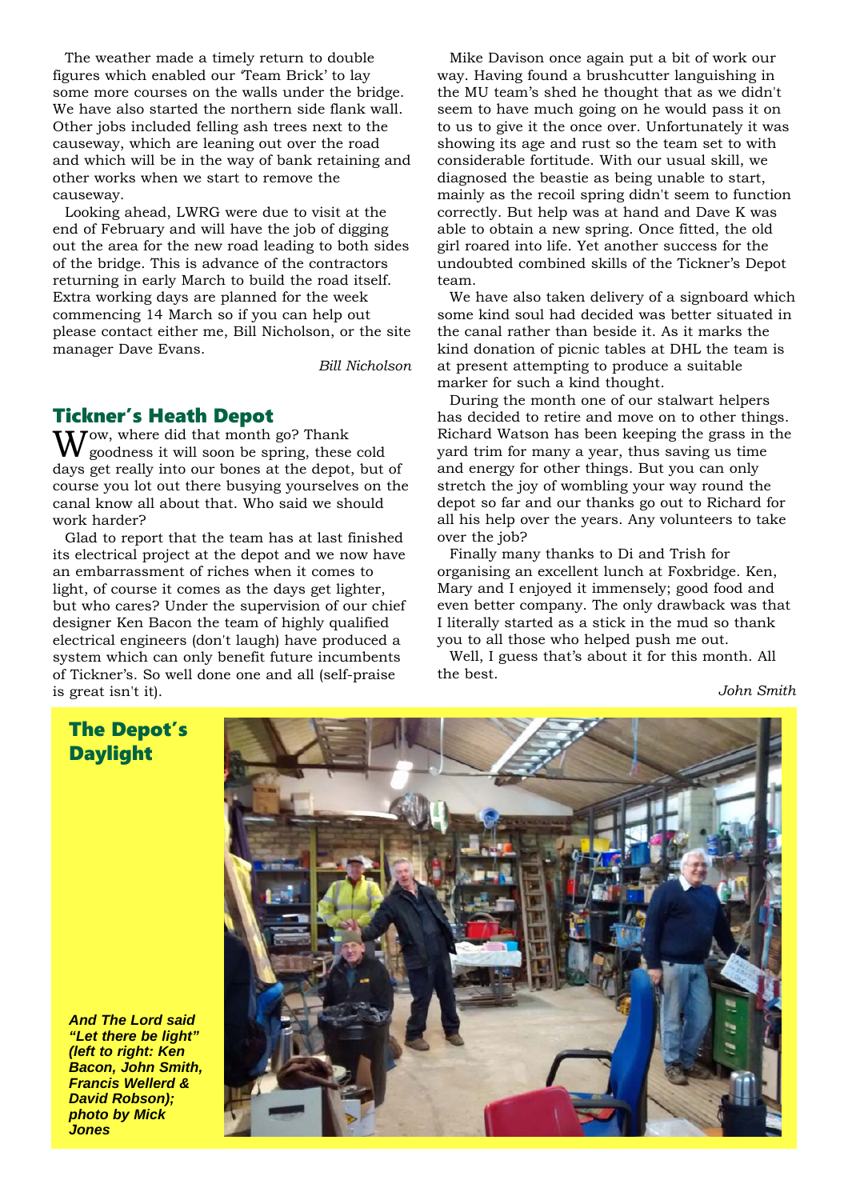The weather made a timely return to double figures which enabled our 'Team Brick' to lay some more courses on the walls under the bridge. We have also started the northern side flank wall. Other jobs included felling ash trees next to the causeway, which are leaning out over the road and which will be in the way of bank retaining and other works when we start to remove the causeway.

Looking ahead, LWRG were due to visit at the end of February and will have the job of digging out the area for the new road leading to both sides of the bridge. This advance of the contractors returning in early March to build the road itself. Extra working days are planned for the week commencing 14 March so if you can help out please contact either me, Bill Nicholson, or the site manager Dave Evans.

*Bill Nicholson*

## Tickner's Heath Depot

Wow, where did that month go? Thank goodness it will soon be spring, these cold days get really into our bones at the depot, but of course you lot out there busying yourselves on the canal know all about that. Who said we should work harder?

Glad to report that the team has at last finished its electrical project at the depot and we now have an embarrassment of riches when it comes to light, of course it comes as the days get lighter, but who cares? Under the supervision of our chief designer Ken Bacon the team of highly qualified electrical engineers (don't laugh) have produced a system which can only benefit future incumbents of Tickner's. So well done one and all (self-praise is great isn't it).

Mike Davison once again put a bit of work our way. Having found a brushcutter languishing in the MU team's shed he thought that as we didn't seem to have much going on he would pass it on to us to give it the once over. Unfortunately it was showing its age and rust so the team set to with considerable fortitude. With our usual skill, we diagnosed the beastie as being unable to start, mainly as the recoil spring didn't seem to function correctly. But help was at hand and Dave K was able to obtain a new spring. Once fitted, the old girl roared into life. Yet another success for the undoubted combined skills of the Tickner's Depot team.

We have also taken delivery of a signboard which some kind soul had decided was better situated in the canal rather than beside it. As it marks the kind donation of picnic tables at DHL the team is at present attempting to produce a suitable marker for such a kind thought.

During the month one of our stalwart helpers has decided to retire and move on to other things. Richard Watson has been keeping the grass in the yard trim for many a year, thus saving us time and energy for other things. But you can only stretch the joy of wombling your way round the depot so far and our thanks go out to Richard for all his help over the years. Any volunteers to take over the job?

Finally many thanks to Di and Trish for organising an excellent lunch at Foxbridge. Ken, Mary and I enjoyed it immensely; good food and even better company. The only drawback was that I literally started as a stick in the mud so thank you to all those who helped push me out.

Well, I guess that's about it for this month. All the best.

*John Smith*

## The Depot's Daylight

***And The Lord said "Let there be light" (left to right: Ken Bacon, John Smith, Francis Wellerd & David Robson); photo by Mick Jones***